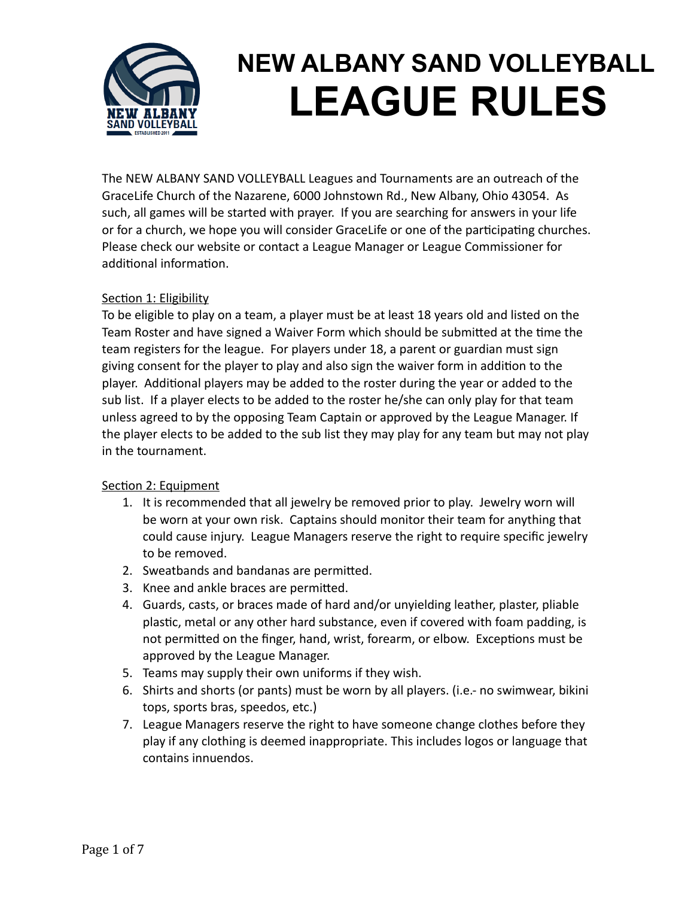# NEW ALBANY SAND VOLLEYBALL
# LEAGUE RULES

The NEW ALBANY SAND VOLLEYBALL Leagues and Tournaments are an outreach of the GraceLife Church of the Nazarene, 6000 Johnstown Rd., New Albany, Ohio 43054. As such, all games will be started with prayer. If you are searching for answers in your life or for a church, we hope you will consider GraceLife or one of the participating churches. Please check our website or contact a League Manager or League Commissioner for additional information.

## Section 1: Eligibility

To be eligible to play on a team, a player must be at least 18 years old and listed on the Team Roster and have signed a Waiver Form which should be submitted at the time the team registers for the league. For players under 18, a parent or guardian must sign giving consent for the player to play and also sign the waiver form in addition to the player. Additional players may be added to the roster during the year or added to the sub list. If a player elects to be added to the roster he/she can only play for that team unless agreed to by the opposing Team Captain or approved by the League Manager. If the player elects to be added to the sub list they may play for any team but may not play in the tournament.

## Section 2: Equipment

1. It is recommended that all jewelry be removed prior to play. Jewelry worn will be worn at your own risk. Captains should monitor their team for anything that could cause injury. League Managers reserve the right to require specific jewelry to be removed.
2. Sweatbands and bandanas are permitted.
3. Knee and ankle braces are permitted.
4. Guards, casts, or braces made of hard and/or unyielding leather, plaster, pliable plastic, metal or any other hard substance, even if covered with foam padding, is not permitted on the finger, hand, wrist, forearm, or elbow. Exceptions must be approved by the League Manager.
5. Teams may supply their own uniforms if they wish.
6. Shirts and shorts (or pants) must be worn by all players. (i.e.- no swimwear, bikini tops, sports bras, speedos, etc.)
7. League Managers reserve the right to have someone change clothes before they play if any clothing is deemed inappropriate. This includes logos or language that contains innuendos.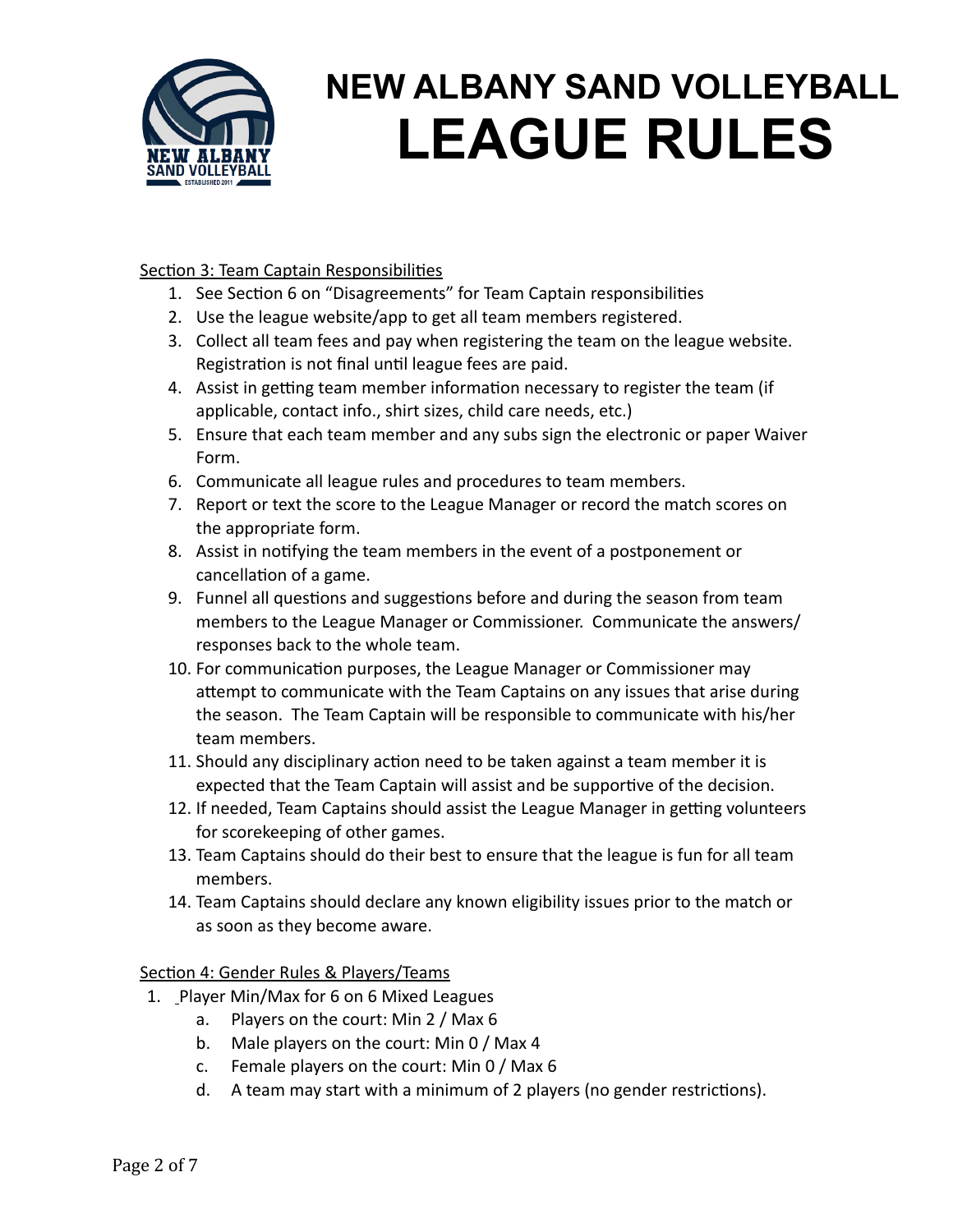# NEW ALBANY SAND VOLLEYBALL LEAGUE RULES

Section 3: Team Captain Responsibilities

1. See Section 6 on "Disagreements" for Team Captain responsibilities
2. Use the league website/app to get all team members registered.
3. Collect all team fees and pay when registering the team on the league website. Registration is not final until league fees are paid.
4. Assist in getting team member information necessary to register the team (if applicable, contact info., shirt sizes, child care needs, etc.)
5. Ensure that each team member and any subs sign the electronic or paper Waiver Form.
6. Communicate all league rules and procedures to team members.
7. Report or text the score to the League Manager or record the match scores on the appropriate form.
8. Assist in notifying the team members in the event of a postponement or cancellation of a game.
9. Funnel all questions and suggestions before and during the season from team members to the League Manager or Commissioner. Communicate the answers/ responses back to the whole team.
10. For communication purposes, the League Manager or Commissioner may attempt to communicate with the Team Captains on any issues that arise during the season. The Team Captain will be responsible to communicate with his/her team members.
11. Should any disciplinary action need to be taken against a team member it is expected that the Team Captain will assist and be supportive of the decision.
12. If needed, Team Captains should assist the League Manager in getting volunteers for scorekeeping of other games.
13. Team Captains should do their best to ensure that the league is fun for all team members.
14. Team Captains should declare any known eligibility issues prior to the match or as soon as they become aware.

Section 4: Gender Rules & Players/Teams

1. Player Min/Max for 6 on 6 Mixed Leagues
    a. Players on the court: Min 2 / Max 6
    b. Male players on the court: Min 0 / Max 4
    c. Female players on the court: Min 0 / Max 6
    d. A team may start with a minimum of 2 players (no gender restrictions).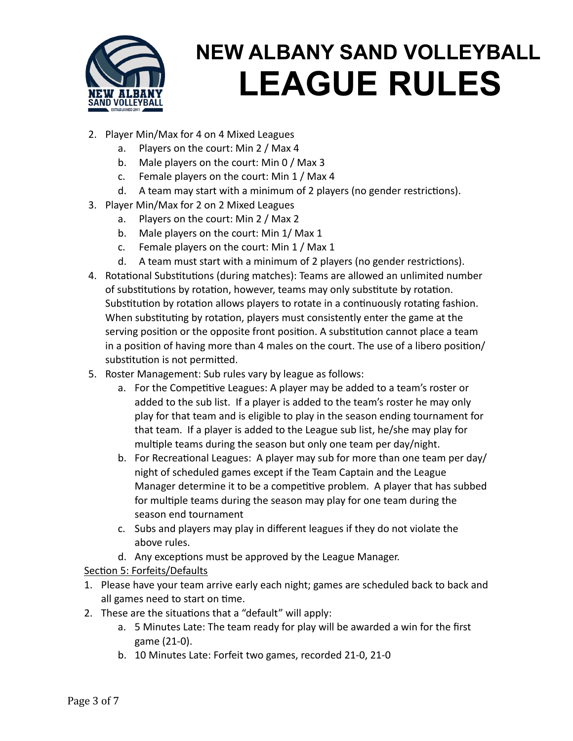2. Player Min/Max for 4 on 4 Mixed Leagues
    a. Players on the court: Min 2 / Max 4
    b. Male players on the court: Min 0 / Max 3
    c. Female players on the court: Min 1 / Max 4
    d. A team may start with a minimum of 2 players (no gender restrictions).
3. Player Min/Max for 2 on 2 Mixed Leagues
    a. Players on the court: Min 2 / Max 2
    b. Male players on the court: Min 1/ Max 1
    c. Female players on the court: Min 1 / Max 1
    d. A team must start with a minimum of 2 players (no gender restrictions).
4. Rotational Substitutions (during matches): Teams are allowed an unlimited number of substitutions by rotation, however, teams may only substitute by rotation. Substitution by rotation allows players to rotate in a continuously rotating fashion. When substituting by rotation, players must consistently enter the game at the serving position or the opposite front position. A substitution cannot place a team in a position of having more than 4 males on the court. The use of a libero position/ substitution is not permitted.
5. Roster Management: Sub rules vary by league as follows:
    a. For the Competitive Leagues: A player may be added to a team's roster or added to the sub list. If a player is added to the team's roster he may only play for that team and is eligible to play in the season ending tournament for that team. If a player is added to the League sub list, he/she may play for multiple teams during the season but only one team per day/night.
    b. For Recreational Leagues: A player may sub for more than one team per day/ night of scheduled games except if the Team Captain and the League Manager determine it to be a competitive problem. A player that has subbed for multiple teams during the season may play for one team during the season end tournament
    c. Subs and players may play in different leagues if they do not violate the above rules.
    d. Any exceptions must be approved by the League Manager.

<u>Section 5: Forfeits/Defaults</u>

1. Please have your team arrive early each night; games are scheduled back to back and all games need to start on time.
2. These are the situations that a "default" will apply:
    a. 5 Minutes Late: The team ready for play will be awarded a win for the first game (21-0).
    b. 10 Minutes Late: Forfeit two games, recorded 21-0, 21-0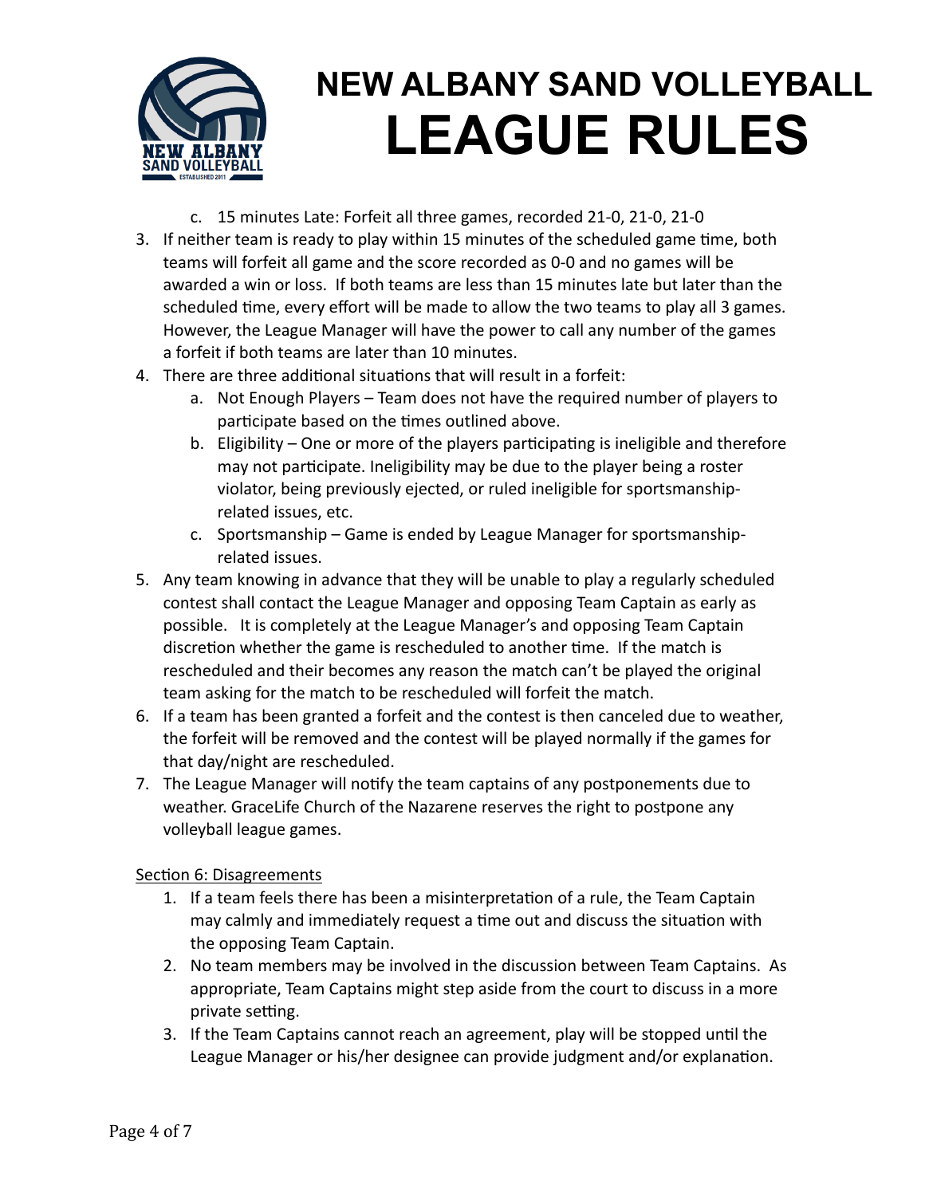c. 15 minutes Late: Forfeit all three games, recorded 21-0, 21-0, 21-0

3. If neither team is ready to play within 15 minutes of the scheduled game time, both teams will forfeit all game and the score recorded as 0-0 and no games will be awarded a win or loss. If both teams are less than 15 minutes late but later than the scheduled time, every effort will be made to allow the two teams to play all 3 games. However, the League Manager will have the power to call any number of the games a forfeit if both teams are later than 10 minutes.
4. There are three additional situations that will result in a forfeit:
   a. Not Enough Players – Team does not have the required number of players to participate based on the times outlined above.
   b. Eligibility – One or more of the players participating is ineligible and therefore may not participate. Ineligibility may be due to the player being a roster violator, being previously ejected, or ruled ineligible for sportsmanship-related issues, etc.
   c. Sportsmanship – Game is ended by League Manager for sportsmanship-related issues.
5. Any team knowing in advance that they will be unable to play a regularly scheduled contest shall contact the League Manager and opposing Team Captain as early as possible. It is completely at the League Manager's and opposing Team Captain discretion whether the game is rescheduled to another time. If the match is rescheduled and their becomes any reason the match can't be played the original team asking for the match to be rescheduled will forfeit the match.
6. If a team has been granted a forfeit and the contest is then canceled due to weather, the forfeit will be removed and the contest will be played normally if the games for that day/night are rescheduled.
7. The League Manager will notify the team captains of any postponements due to weather. GraceLife Church of the Nazarene reserves the right to postpone any volleyball league games.

<u>Section 6: Disagreements</u>

1. If a team feels there has been a misinterpretation of a rule, the Team Captain may calmly and immediately request a time out and discuss the situation with the opposing Team Captain.
2. No team members may be involved in the discussion between Team Captains. As appropriate, Team Captains might step aside from the court to discuss in a more private setting.
3. If the Team Captains cannot reach an agreement, play will be stopped until the League Manager or his/her designee can provide judgment and/or explanation.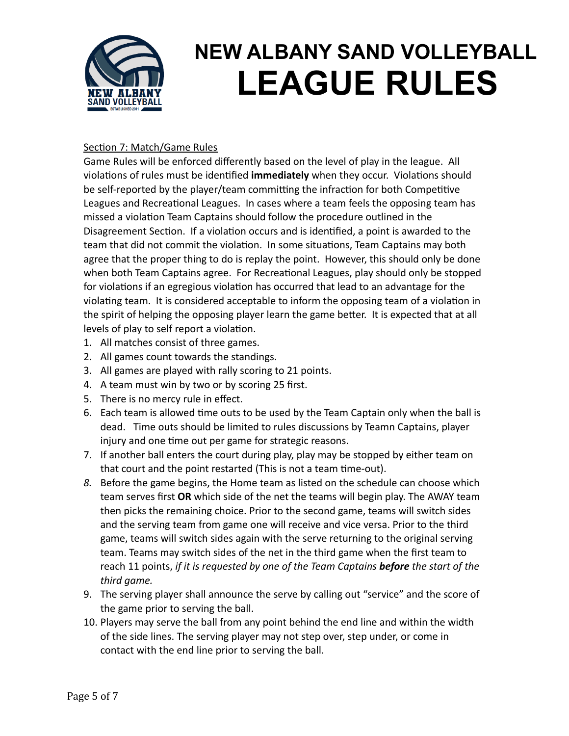# NEW ALBANY SAND VOLLEYBALL
# LEAGUE RULES

Section 7: Match/Game Rules

Game Rules will be enforced differently based on the level of play in the league. All violations of rules must be identified **immediately** when they occur. Violations should be self-reported by the player/team committing the infraction for both Competitive Leagues and Recreational Leagues. In cases where a team feels the opposing team has missed a violation Team Captains should follow the procedure outlined in the Disagreement Section. If a violation occurs and is identified, a point is awarded to the team that did not commit the violation. In some situations, Team Captains may both agree that the proper thing to do is replay the point. However, this should only be done when both Team Captains agree. For Recreational Leagues, play should only be stopped for violations if an egregious violation has occurred that lead to an advantage for the violating team. It is considered acceptable to inform the opposing team of a violation in the spirit of helping the opposing player learn the game better. It is expected that at all levels of play to self report a violation.

1. All matches consist of three games.
2. All games count towards the standings.
3. All games are played with rally scoring to 21 points.
4. A team must win by two or by scoring 25 first.
5. There is no mercy rule in effect.
6. Each team is allowed time outs to be used by the Team Captain only when the ball is dead. Time outs should be limited to rules discussions by Teamn Captains, player injury and one time out per game for strategic reasons.
7. If another ball enters the court during play, play may be stopped by either team on that court and the point restarted (This is not a team time-out).
8. Before the game begins, the Home team as listed on the schedule can choose which team serves first **OR** which side of the net the teams will begin play. The AWAY team then picks the remaining choice. Prior to the second game, teams will switch sides and the serving team from game one will receive and vice versa. Prior to the third game, teams will switch sides again with the serve returning to the original serving team. Teams may switch sides of the net in the third game when the first team to reach 11 points, *if it is requested by one of the Team Captains **before** the start of the third game.*
9. The serving player shall announce the serve by calling out "service" and the score of the game prior to serving the ball.
10. Players may serve the ball from any point behind the end line and within the width of the side lines. The serving player may not step over, step under, or come in contact with the end line prior to serving the ball.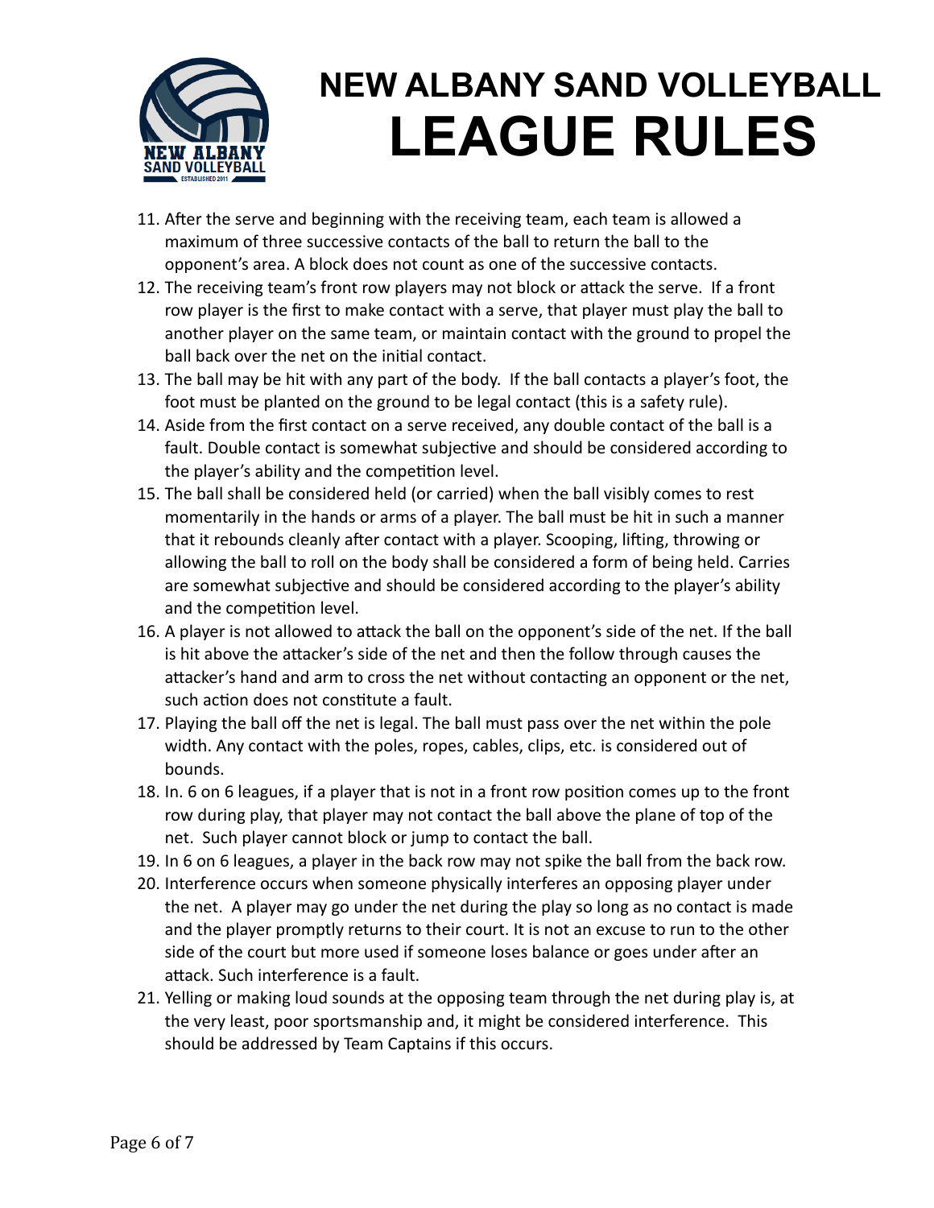# NEW ALBANY SAND VOLLEYBALL LEAGUE RULES

11. After the serve and beginning with the receiving team, each team is allowed a maximum of three successive contacts of the ball to return the ball to the opponent's area. A block does not count as one of the successive contacts.
12. The receiving team's front row players may not block or attack the serve. If a front row player is the first to make contact with a serve, that player must play the ball to another player on the same team, or maintain contact with the ground to propel the ball back over the net on the initial contact.
13. The ball may be hit with any part of the body. If the ball contacts a player's foot, the foot must be planted on the ground to be legal contact (this is a safety rule).
14. Aside from the first contact on a serve received, any double contact of the ball is a fault. Double contact is somewhat subjective and should be considered according to the player's ability and the competition level.
15. The ball shall be considered held (or carried) when the ball visibly comes to rest momentarily in the hands or arms of a player. The ball must be hit in such a manner that it rebounds cleanly after contact with a player. Scooping, lifting, throwing or allowing the ball to roll on the body shall be considered a form of being held. Carries are somewhat subjective and should be considered according to the player's ability and the competition level.
16. A player is not allowed to attack the ball on the opponent's side of the net. If the ball is hit above the attacker's side of the net and then the follow through causes the attacker's hand and arm to cross the net without contacting an opponent or the net, such action does not constitute a fault.
17. Playing the ball off the net is legal. The ball must pass over the net within the pole width. Any contact with the poles, ropes, cables, clips, etc. is considered out of bounds.
18. In. 6 on 6 leagues, if a player that is not in a front row position comes up to the front row during play, that player may not contact the ball above the plane of top of the net. Such player cannot block or jump to contact the ball.
19. In 6 on 6 leagues, a player in the back row may not spike the ball from the back row.
20. Interference occurs when someone physically interferes an opposing player under the net. A player may go under the net during the play so long as no contact is made and the player promptly returns to their court. It is not an excuse to run to the other side of the court but more used if someone loses balance or goes under after an attack. Such interference is a fault.
21. Yelling or making loud sounds at the opposing team through the net during play is, at the very least, poor sportsmanship and, it might be considered interference. This should be addressed by Team Captains if this occurs.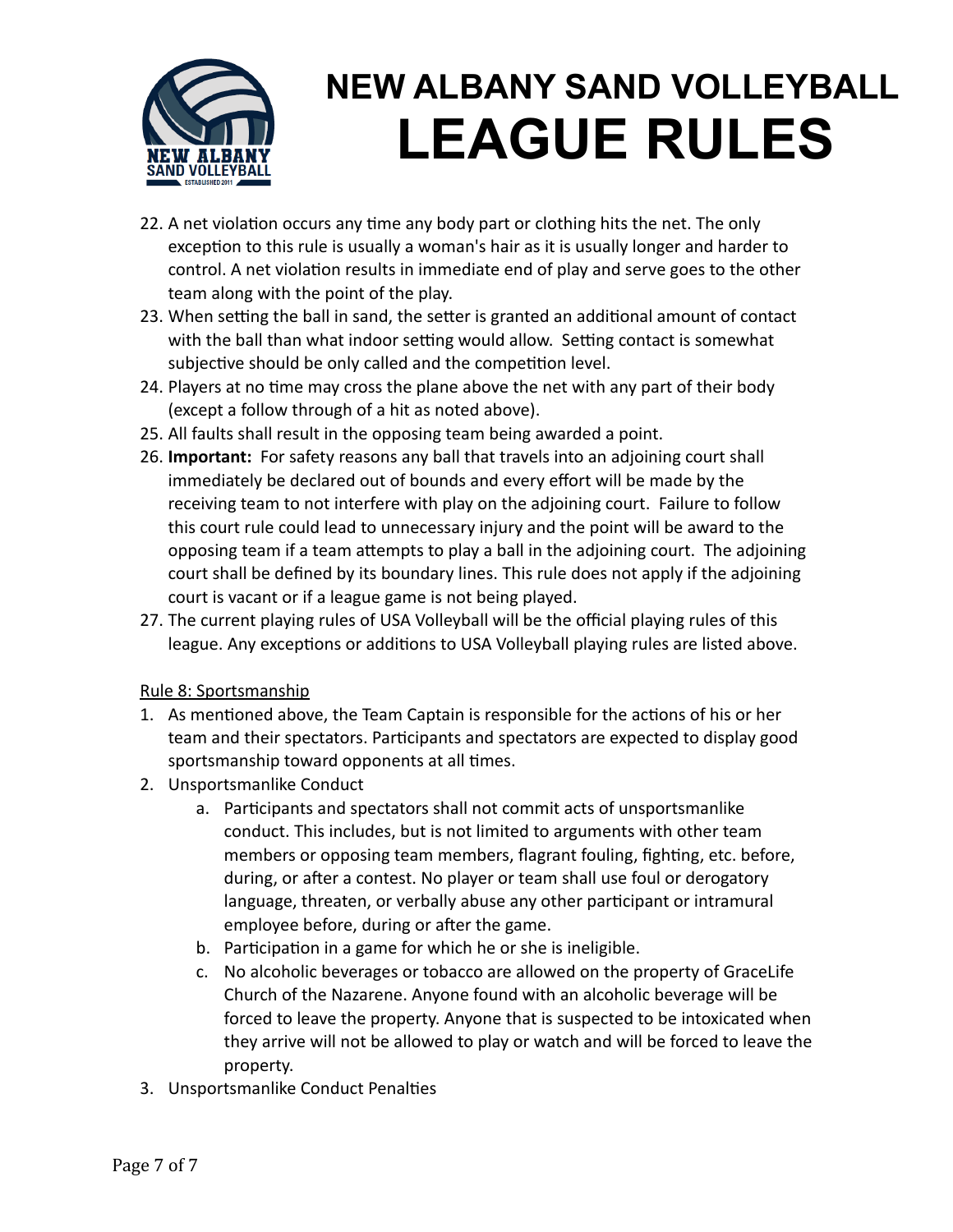22. A net violation occurs any time any body part or clothing hits the net. The only exception to this rule is usually a woman's hair as it is usually longer and harder to control. A net violation results in immediate end of play and serve goes to the other team along with the point of the play.
23. When setting the ball in sand, the setter is granted an additional amount of contact with the ball than what indoor setting would allow. Setting contact is somewhat subjective should be only called and the competition level.
24. Players at no time may cross the plane above the net with any part of their body (except a follow through of a hit as noted above).
25. All faults shall result in the opposing team being awarded a point.
26. **Important:** For safety reasons any ball that travels into an adjoining court shall immediately be declared out of bounds and every effort will be made by the receiving team to not interfere with play on the adjoining court. Failure to follow this court rule could lead to unnecessary injury and the point will be award to the opposing team if a team attempts to play a ball in the adjoining court. The adjoining court shall be defined by its boundary lines. This rule does not apply if the adjoining court is vacant or if a league game is not being played.
27. The current playing rules of USA Volleyball will be the official playing rules of this league. Any exceptions or additions to USA Volleyball playing rules are listed above.

## Rule 8: Sportsmanship

1. As mentioned above, the Team Captain is responsible for the actions of his or her team and their spectators. Participants and spectators are expected to display good sportsmanship toward opponents at all times.
2. Unsportsmanlike Conduct
    a. Participants and spectators shall not commit acts of unsportsmanlike conduct. This includes, but is not limited to arguments with other team members or opposing team members, flagrant fouling, fighting, etc. before, during, or after a contest. No player or team shall use foul or derogatory language, threaten, or verbally abuse any other participant or intramural employee before, during or after the game.
    b. Participation in a game for which he or she is ineligible.
    c. No alcoholic beverages or tobacco are allowed on the property of GraceLife Church of the Nazarene. Anyone found with an alcoholic beverage will be forced to leave the property. Anyone that is suspected to be intoxicated when they arrive will not be allowed to play or watch and will be forced to leave the property.
3. Unsportsmanlike Conduct Penalties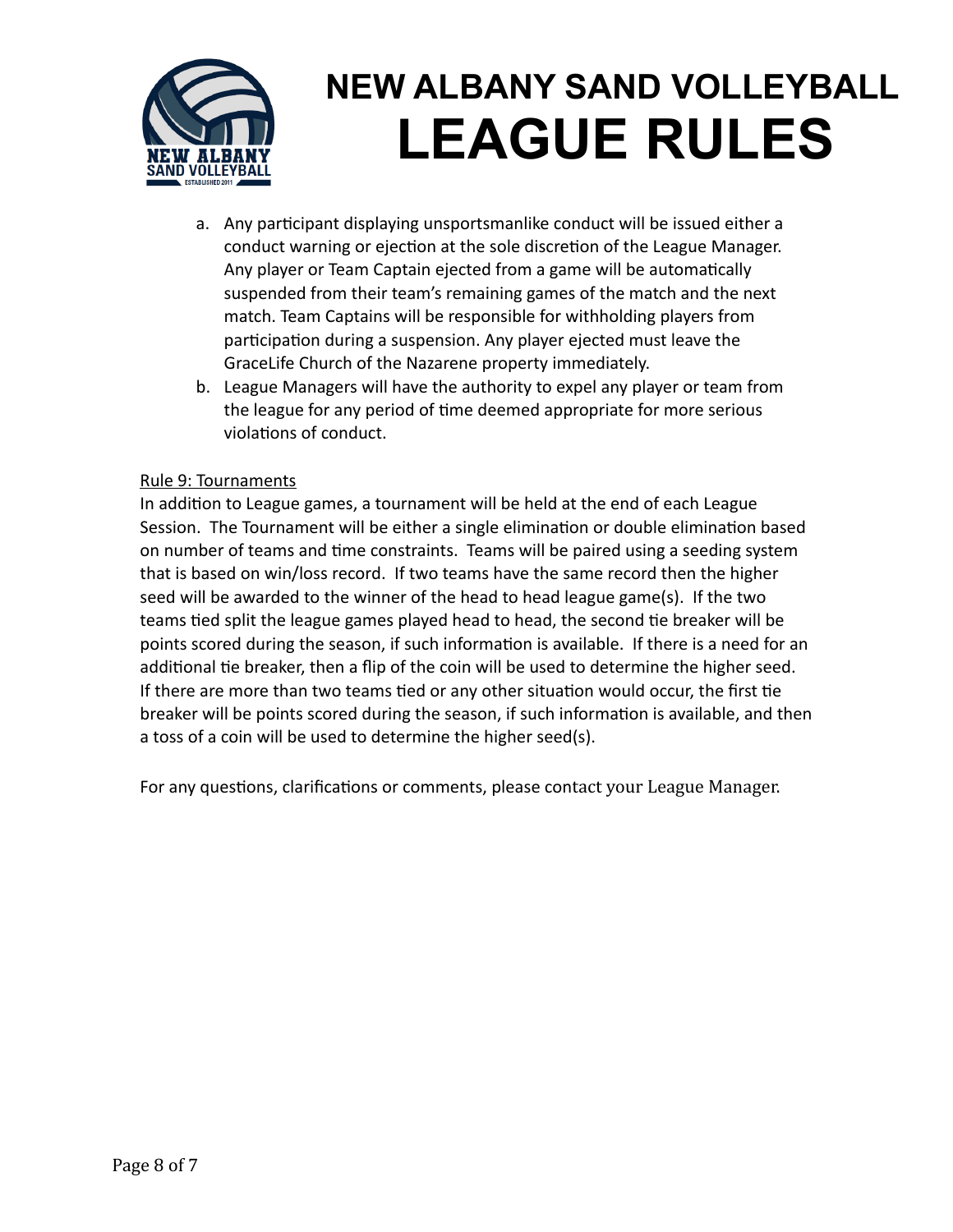# NEW ALBANY SAND VOLLEYBALL LEAGUE RULES

a. Any participant displaying unsportsmanlike conduct will be issued either a conduct warning or ejection at the sole discretion of the League Manager. Any player or Team Captain ejected from a game will be automatically suspended from their team's remaining games of the match and the next match. Team Captains will be responsible for withholding players from participation during a suspension. Any player ejected must leave the GraceLife Church of the Nazarene property immediately.

b. League Managers will have the authority to expel any player or team from the league for any period of time deemed appropriate for more serious violations of conduct.

<u>Rule 9: Tournaments</u>

In addition to League games, a tournament will be held at the end of each League Session. The Tournament will be either a single elimination or double elimination based on number of teams and time constraints. Teams will be paired using a seeding system that is based on win/loss record. If two teams have the same record then the higher seed will be awarded to the winner of the head to head league game(s). If the two teams tied split the league games played head to head, the second tie breaker will be points scored during the season, if such information is available. If there is a need for an additional tie breaker, then a flip of the coin will be used to determine the higher seed. If there are more than two teams tied or any other situation would occur, the first tie breaker will be points scored during the season, if such information is available, and then a toss of a coin will be used to determine the higher seed(s).

For any questions, clarifications or comments, please contact your League Manager.